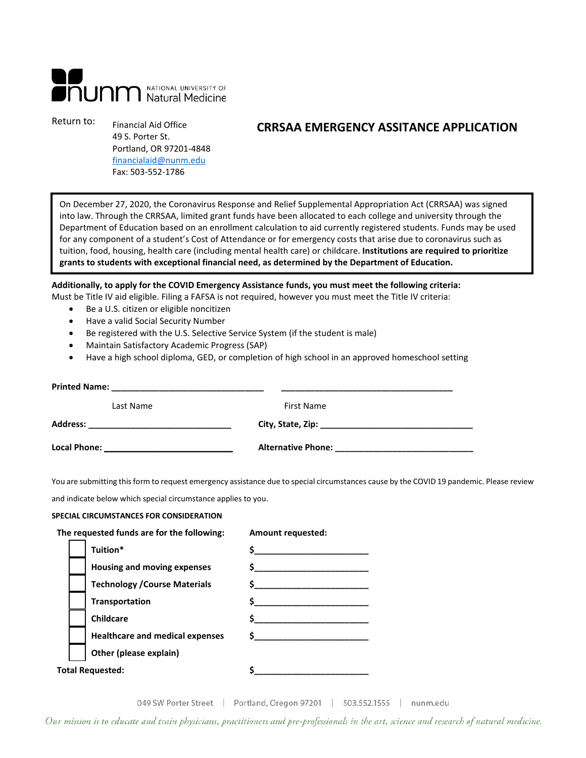Return to:

Financial Aid Office
49 S. Porter St.
Portland, OR 97201-4848
financialaid@nunm.edu
Fax: 503-552-1786

# CRRSAA EMERGENCY ASSITANCE APPLICATION

On December 27, 2020, the Coronavirus Response and Relief Supplemental Appropriation Act (CRRSAA) was signed into law. Through the CRRSAA, limited grant funds have been allocated to each college and university through the Department of Education based on an enrollment calculation to aid currently registered students. Funds may be used for any component of a student's Cost of Attendance or for emergency costs that arise due to coronavirus such as tuition, food, housing, health care (including mental health care) or childcare. **Institutions are required to prioritize grants to students with exceptional financial need, as determined by the Department of Education.**

**Additionally, to apply for the COVID Emergency Assistance funds, you must meet the following criteria:**
Must be Title IV aid eligible. Filing a FAFSA is not required, however you must meet the Title IV criteria:

- Be a U.S. citizen or eligible noncitizen
- Have a valid Social Security Number
- Be registered with the U.S. Selective Service System (if the student is male)
- Maintain Satisfactory Academic Progress (SAP)
- Have a high school diploma, GED, or completion of high school in an approved homeschool setting

**Printed Name:** ______________________________ ______________________________

Last Name First Name

**Address:** ______________________________ **City, State, Zip:** ______________________________

**Local Phone:** ______________________________ **Alternative Phone:** ______________________________

You are submitting this form to request emergency assistance due to special circumstances cause by the COVID 19 pandemic. Please review and indicate below which special circumstance applies to you.

**SPECIAL CIRCUMSTANCES FOR CONSIDERATION**

| **The requested funds are for the following:** | **Amount requested:** |
|---|---|
| ☐ **Tuition*** | $______________________ |
| ☐ **Housing and moving expenses** | $______________________ |
| ☐ **Technology /Course Materials** | $______________________ |
| ☐ **Transportation** | $______________________ |
| ☐ **Childcare** | $______________________ |
| ☐ **Healthcare and medical expenses** | $______________________ |
| ☐ **Other (please explain)** | |
| **Total Requested:** | $______________________ |

049 SW Porter Street | Portland, Oregon 97201 | 503.552.1555 | nunm.edu

*Our mission is to educate and train physicians, practitioners and pre-professionals in the art, science and research of natural medicine.*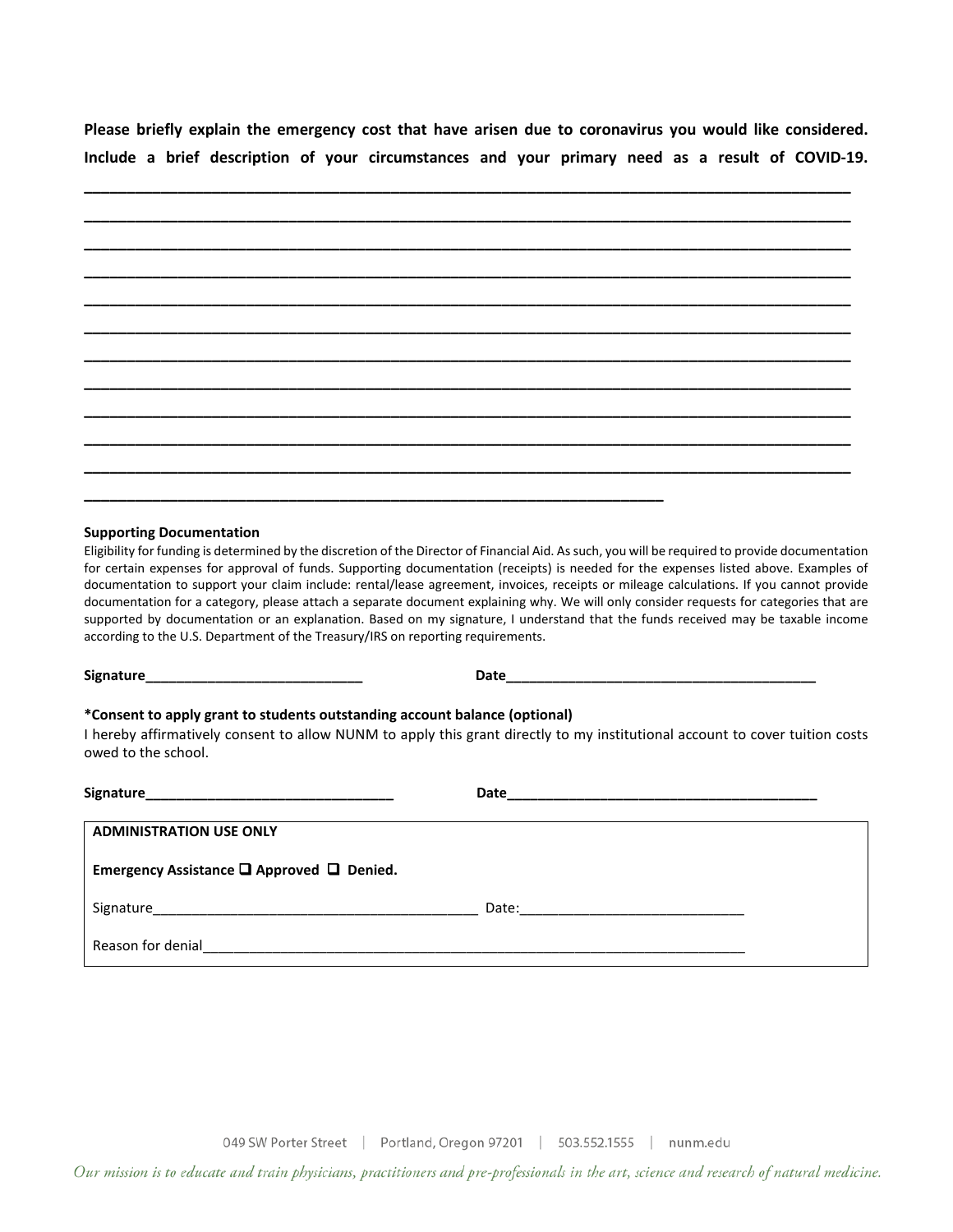**Please briefly explain the emergency cost that have arisen due to coronavirus you would like considered. Include a brief description of your circumstances and your primary need as a result of COVID-19.**

______________________________________________________________________________________

______________________________________________________________________________________

______________________________________________________________________________________

______________________________________________________________________________________

______________________________________________________________________________________

______________________________________________________________________________________

______________________________________________________________________________________

______________________________________________________________________________________

______________________________________________________________________________________

______________________________________________________________________________________

______________________________________________________________________________________

_________________________________________________________________

**Supporting Documentation**

Eligibility for funding is determined by the discretion of the Director of Financial Aid. As such, you will be required to provide documentation for certain expenses for approval of funds. Supporting documentation (receipts) is needed for the expenses listed above. Examples of documentation to support your claim include: rental/lease agreement, invoices, receipts or mileage calculations. If you cannot provide documentation for a category, please attach a separate document explaining why. We will only consider requests for categories that are supported by documentation or an explanation. Based on my signature, I understand that the funds received may be taxable income according to the U.S. Department of the Treasury/IRS on reporting requirements.

**Signature**____________________________ **Date**________________________________________

**\*Consent to apply grant to students outstanding account balance (optional)**

I hereby affirmatively consent to allow NUNM to apply this grant directly to my institutional account to cover tuition costs owed to the school.

**Signature**________________________________ **Date**________________________________________

| **ADMINISTRATION USE ONLY** |
|---|
| **Emergency Assistance ❑ Approved ❑ Denied.** |
| Signature__________________________________________ Date:____________________________ |
| Reason for denial__________________________________________________________________________ |

049 SW Porter Street | Portland, Oregon 97201 | 503.552.1555 | nunm.edu

*Our mission is to educate and train physicians, practitioners and pre-professionals in the art, science and research of natural medicine.*